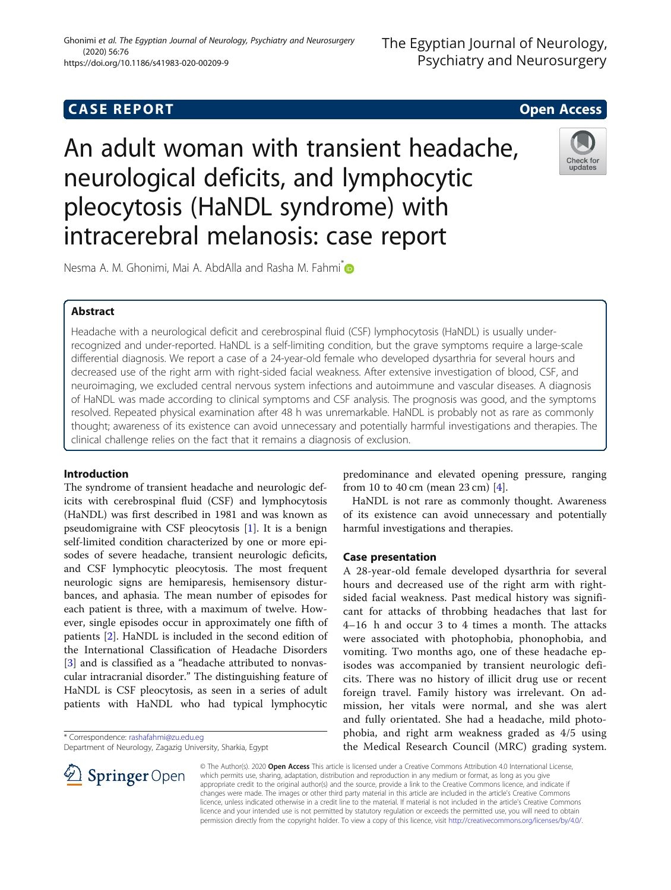CASE REPORT

Open Access

# An adult woman with transient headache, neurological deficits, and lymphocytic pleocytosis (HaNDL syndrome) with intracerebral melanosis: case report

Nesma A. M. Ghonimi, Mai A. AbdAlla and Rasha M. Fahmi*

## Abstract

Headache with a neurological deficit and cerebrospinal fluid (CSF) lymphocytosis (HaNDL) is usually under-recognized and under-reported. HaNDL is a self-limiting condition, but the grave symptoms require a large-scale differential diagnosis. We report a case of a 24-year-old female who developed dysarthria for several hours and decreased use of the right arm with right-sided facial weakness. After extensive investigation of blood, CSF, and neuroimaging, we excluded central nervous system infections and autoimmune and vascular diseases. A diagnosis of HaNDL was made according to clinical symptoms and CSF analysis. The prognosis was good, and the symptoms resolved. Repeated physical examination after 48 h was unremarkable. HaNDL is probably not as rare as commonly thought; awareness of its existence can avoid unnecessary and potentially harmful investigations and therapies. The clinical challenge relies on the fact that it remains a diagnosis of exclusion.

## Introduction

The syndrome of transient headache and neurologic deficits with cerebrospinal fluid (CSF) and lymphocytosis (HaNDL) was first described in 1981 and was known as pseudomigraine with CSF pleocytosis [1]. It is a benign self-limited condition characterized by one or more episodes of severe headache, transient neurologic deficits, and CSF lymphocytic pleocytosis. The most frequent neurologic signs are hemiparesis, hemisensory disturbances, and aphasia. The mean number of episodes for each patient is three, with a maximum of twelve. However, single episodes occur in approximately one fifth of patients [2]. HaNDL is included in the second edition of the International Classification of Headache Disorders [3] and is classified as a "headache attributed to nonvascular intracranial disorder." The distinguishing feature of HaNDL is CSF pleocytosis, as seen in a series of adult patients with HaNDL who had typical lymphocytic predominance and elevated opening pressure, ranging from 10 to 40 cm (mean 23 cm) [4].

HaNDL is not rare as commonly thought. Awareness of its existence can avoid unnecessary and potentially harmful investigations and therapies.

## Case presentation

A 28-year-old female developed dysarthria for several hours and decreased use of the right arm with right-sided facial weakness. Past medical history was significant for attacks of throbbing headaches that last for 4–16 h and occur 3 to 4 times a month. The attacks were associated with photophobia, phonophobia, and vomiting. Two months ago, one of these headache episodes was accompanied by transient neurologic deficits. There was no history of illicit drug use or recent foreign travel. Family history was irrelevant. On admission, her vitals were normal, and she was alert and fully orientated. She had a headache, mild photophobia, and right arm weakness graded as 4/5 using the Medical Research Council (MRC) grading system.

* Correspondence: rashafahmi@zu.edu.eg
Department of Neurology, Zagazig University, Sharkia, Egypt

© The Author(s). 2020 **Open Access** This article is licensed under a Creative Commons Attribution 4.0 International License, which permits use, sharing, adaptation, distribution and reproduction in any medium or format, as long as you give appropriate credit to the original author(s) and the source, provide a link to the Creative Commons licence, and indicate if changes were made. The images or other third party material in this article are included in the article's Creative Commons licence, unless indicated otherwise in a credit line to the material. If material is not included in the article's Creative Commons licence and your intended use is not permitted by statutory regulation or exceeds the permitted use, you will need to obtain permission directly from the copyright holder. To view a copy of this licence, visit http://creativecommons.org/licenses/by/4.0/.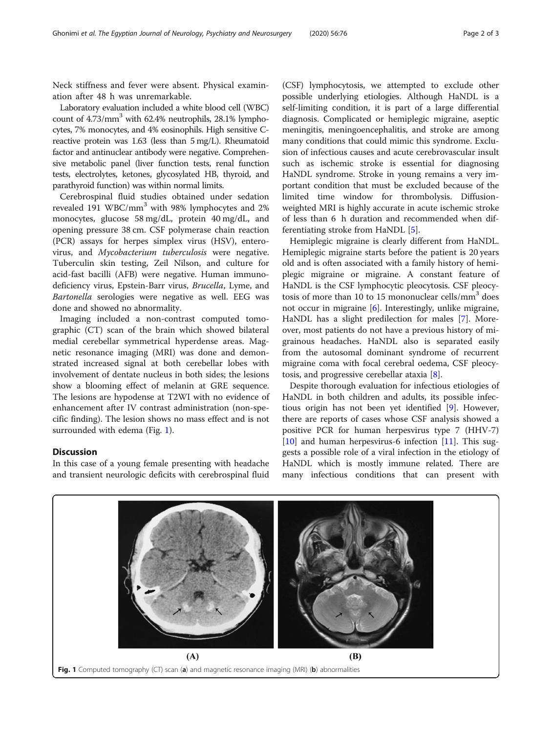Neck stiffness and fever were absent. Physical examination after 48 h was unremarkable.

Laboratory evaluation included a white blood cell (WBC) count of 4.73/mm$^3$ with 62.4% neutrophils, 28.1% lymphocytes, 7% monocytes, and 4% eosinophils. High sensitive C-reactive protein was 1.63 (less than 5 mg/L). Rheumatoid factor and antinuclear antibody were negative. Comprehensive metabolic panel (liver function tests, renal function tests, electrolytes, ketones, glycosylated HB, thyroid, and parathyroid function) was within normal limits.

Cerebrospinal fluid studies obtained under sedation revealed 191 WBC/mm$^3$ with 98% lymphocytes and 2% monocytes, glucose 58 mg/dL, protein 40 mg/dL, and opening pressure 38 cm. CSF polymerase chain reaction (PCR) assays for herpes simplex virus (HSV), enterovirus, and *Mycobacterium tuberculosis* were negative. Tuberculin skin testing, Zeil Nilson, and culture for acid-fast bacilli (AFB) were negative. Human immunodeficiency virus, Epstein-Barr virus, *Brucella*, Lyme, and *Bartonella* serologies were negative as well. EEG was done and showed no abnormality.

Imaging included a non-contrast computed tomographic (CT) scan of the brain which showed bilateral medial cerebellar symmetrical hyperdense areas. Magnetic resonance imaging (MRI) was done and demonstrated increased signal at both cerebellar lobes with involvement of dentate nucleus in both sides; the lesions show a blooming effect of melanin at GRE sequence. The lesions are hypodense at T2WI with no evidence of enhancement after IV contrast administration (non-specific finding). The lesion shows no mass effect and is not surrounded with edema (Fig. 1).

## Discussion

In this case of a young female presenting with headache and transient neurologic deficits with cerebrospinal fluid (CSF) lymphocytosis, we attempted to exclude other possible underlying etiologies. Although HaNDL is a self-limiting condition, it is part of a large differential diagnosis. Complicated or hemiplegic migraine, aseptic meningitis, meningoencephalitis, and stroke are among many conditions that could mimic this syndrome. Exclusion of infectious causes and acute cerebrovascular insult such as ischemic stroke is essential for diagnosing HaNDL syndrome. Stroke in young remains a very important condition that must be excluded because of the limited time window for thrombolysis. Diffusion-weighted MRI is highly accurate in acute ischemic stroke of less than 6 h duration and recommended when differentiating stroke from HaNDL [5].

Hemiplegic migraine is clearly different from HaNDL. Hemiplegic migraine starts before the patient is 20 years old and is often associated with a family history of hemiplegic migraine or migraine. A constant feature of HaNDL is the CSF lymphocytic pleocytosis. CSF pleocytosis of more than 10 to 15 mononuclear cells/mm$^3$ does not occur in migraine [6]. Interestingly, unlike migraine, HaNDL has a slight predilection for males [7]. Moreover, most patients do not have a previous history of migrainous headaches. HaNDL also is separated easily from the autosomal dominant syndrome of recurrent migraine coma with focal cerebral oedema, CSF pleocytosis, and progressive cerebellar ataxia [8].

Despite thorough evaluation for infectious etiologies of HaNDL in both children and adults, its possible infectious origin has not been yet identified [9]. However, there are reports of cases whose CSF analysis showed a positive PCR for human herpesvirus type 7 (HHV-7) [10] and human herpesvirus-6 infection [11]. This suggests a possible role of a viral infection in the etiology of HaNDL which is mostly immune related. There are many infectious conditions that can present with

**Fig. 1** Computed tomography (CT) scan (**a**) and magnetic resonance imaging (MRI) (**b**) abnormalities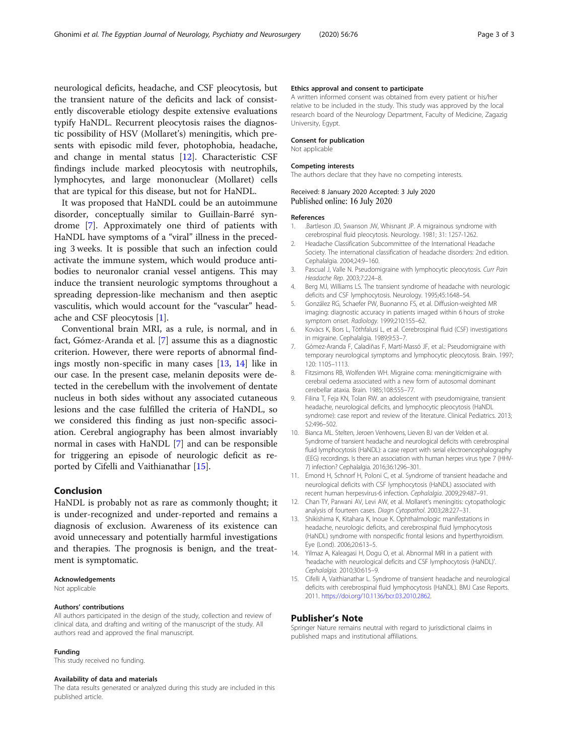neurological deficits, headache, and CSF pleocytosis, but the transient nature of the deficits and lack of consistently discoverable etiology despite extensive evaluations typify HaNDL. Recurrent pleocytosis raises the diagnostic possibility of HSV (Mollaret's) meningitis, which presents with episodic mild fever, photophobia, headache, and change in mental status [12]. Characteristic CSF findings include marked pleocytosis with neutrophils, lymphocytes, and large mononuclear (Mollaret) cells that are typical for this disease, but not for HaNDL.

It was proposed that HaNDL could be an autoimmune disorder, conceptually similar to Guillain-Barré syndrome [7]. Approximately one third of patients with HaNDL have symptoms of a "viral" illness in the preceding 3 weeks. It is possible that such an infection could activate the immune system, which would produce antibodies to neuronalor cranial vessel antigens. This may induce the transient neurologic symptoms throughout a spreading depression-like mechanism and then aseptic vasculitis, which would account for the "vascular" headache and CSF pleocytosis [1].

Conventional brain MRI, as a rule, is normal, and in fact, Gómez-Aranda et al. [7] assume this as a diagnostic criterion. However, there were reports of abnormal findings mostly non-specific in many cases [13, 14] like in our case. In the present case, melanin deposits were detected in the cerebellum with the involvement of dentate nucleus in both sides without any associated cutaneous lesions and the case fulfilled the criteria of HaNDL, so we considered this finding as just non-specific association. Cerebral angiography has been almost invariably normal in cases with HaNDL [7] and can be responsible for triggering an episode of neurologic deficit as reported by Cifelli and Vaithianathar [15].

## Conclusion

HaNDL is probably not as rare as commonly thought; it is under-recognized and under-reported and remains a diagnosis of exclusion. Awareness of its existence can avoid unnecessary and potentially harmful investigations and therapies. The prognosis is benign, and the treatment is symptomatic.

### Acknowledgements

Not applicable

### Authors' contributions

All authors participated in the design of the study, collection and review of clinical data, and drafting and writing of the manuscript of the study. All authors read and approved the final manuscript.

### Funding

This study received no funding.

### Availability of data and materials

The data results generated or analyzed during this study are included in this published article.

### Ethics approval and consent to participate

A written informed consent was obtained from every patient or his/her relative to be included in the study. This study was approved by the local research board of the Neurology Department, Faculty of Medicine, Zagazig University, Egypt.

### Consent for publication

Not applicable

### Competing interests

The authors declare that they have no competing interests.

Received: 8 January 2020 Accepted: 3 July 2020
Published online: 16 July 2020

### References

1. .Bartleson JD, Swanson JW, Whisnant JP. A migrainous syndrome with cerebrospinal fluid pleocytosis. Neurology. 1981; 31: 1257-1262.
2. Headache Classification Subcommittee of the International Headache Society. The international classification of headache disorders: 2nd edition. Cephalalgia. 2004;24:9–160.
3. Pascual J, Valle N. Pseudomigraine with lymphocytic pleocytosis. *Curr Pain Headache Rep*. 2003;7:224–8.
4. Berg MJ, Williams LS. The transient syndrome of headache with neurologic deficits and CSF lymphocytosis. Neurology. 1995;45:1648–54.
5. González RG, Schaefer PW, Buonanno FS, et al. Diffusion-weighted MR imaging: diagnostic accuracy in patients imaged within 6 hours of stroke symptom onset. *Radiology*. 1999;210:155–62.
6. Kovàcs K, Bors L, Tòthfalusi L, et al. Cerebrospinal fluid (CSF) investigations in migraine. Cephalalgia. 1989;9:53–7.
7. Gómez-Aranda F, Caladiñas F, Martí-Massó JF, et al.: Pseudomigraine with temporary neurological symptoms and lymphocytic pleocytosis. Brain. 1997; 120: 1105–1113.
8. Fitzsimons RB, Wolfenden WH. Migraine coma: meningiticmigraine with cerebral oedema associated with a new form of autosomal dominant cerebellar ataxia. Brain. 1985;108:555–77.
9. Filina T, Feja KN, Tolan RW. an adolescent with pseudomigraine, transient headache, neurological deficits, and lymphocytic pleocytosis (HaNDL syndrome): case report and review of the literature. Clinical Pediatrics. 2013; 52:496–502.
10. Bianca ML. Stelten, Jeroen Venhovens, Lieven BJ van der Velden et al. Syndrome of transient headache and neurological deficits with cerebrospinal fluid lymphocytosis (HaNDL): a case report with serial electroencephalography (EEG) recordings. Is there an association with human herpes virus type 7 (HHV-7) infection? Cephalalgia. 2016;36:1296–301.
11. Emond H, Schnorf H, Poloni C, et al. Syndrome of transient headache and neurological deficits with CSF lymphocytosis (HaNDL) associated with recent human herpesvirus-6 infection. *Cephalalgia*. 2009;29:487–91.
12. Chan TY, Parwani AV, Levi AW, et al. Mollaret's meningitis: cytopathologic analysis of fourteen cases. Diagn Cytopathol. 2003;28:227–31.
13. Shikishima K, Kitahara K, Inoue K. Ophthalmologic manifestations in headache, neurologic deficits, and cerebrospinal fluid lymphocytosis (HaNDL) syndrome with nonspecific frontal lesions and hyperthyroidism. Eye (Lond). 2006;20:613–5.
14. Yilmaz A, Kaleagasi H, Dogu O, et al. Abnormal MRI in a patient with 'headache with neurological deficits and CSF lymphocytosis (HaNDL)'. *Cephalalgia*. 2010;30:615–9.
15. Cifelli A, Vaithianathar L. Syndrome of transient headache and neurological deficits with cerebrospinal fluid lymphocytosis (HaNDL). BMJ Case Reports. 2011. https://doi.org/10.1136/bcr.03.2010.2862.

## Publisher's Note

Springer Nature remains neutral with regard to jurisdictional claims in published maps and institutional affiliations.